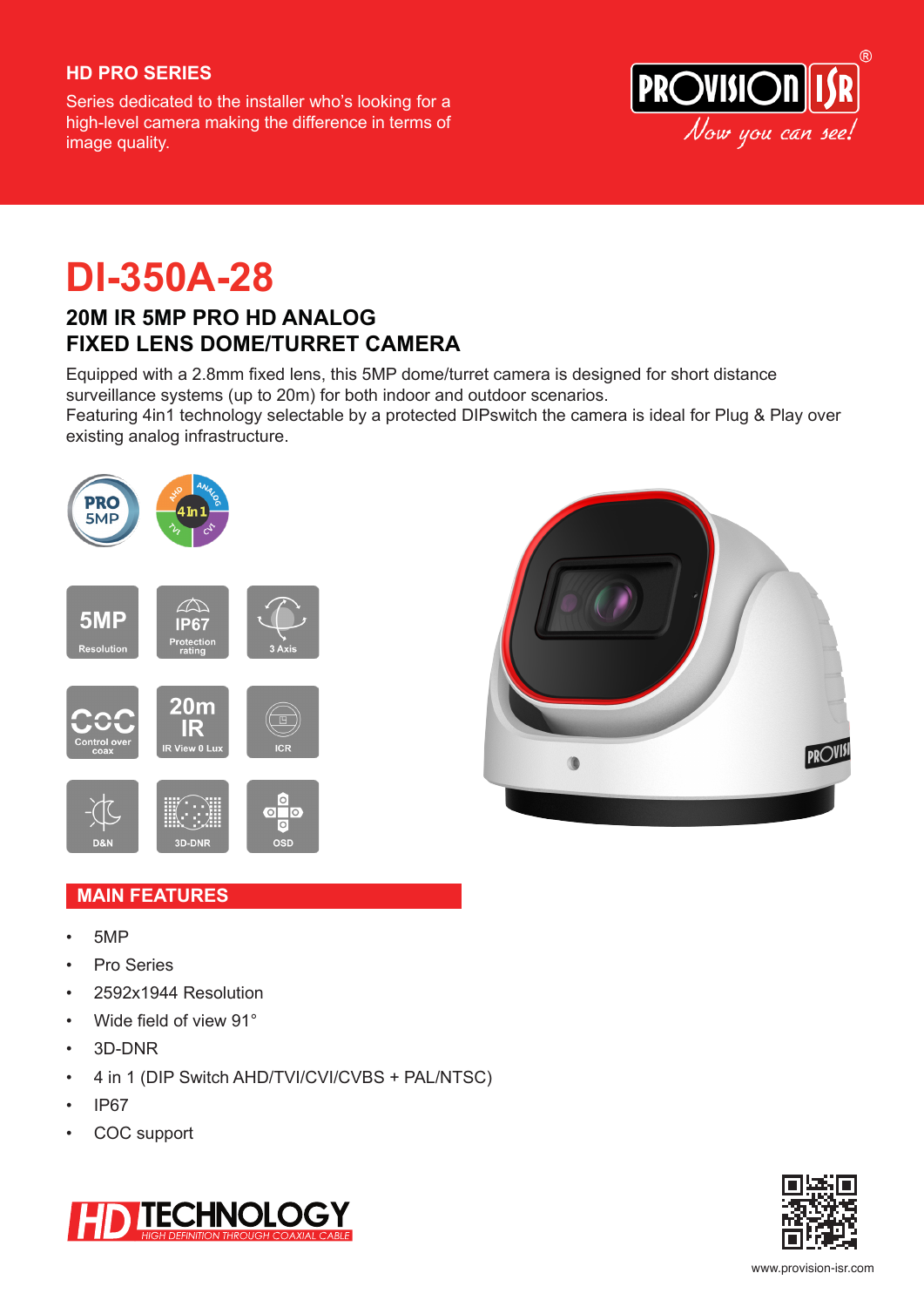## HD PRO SERIES

Series dedicated to the installer who's looking for a high-level camera making the difference in terms of image quality.

# DI-350A-28

## 20M IR 5MP PRO HD ANALOG FIXED LENS DOME/TURRET CAMERA

Equipped with a 2.8mm fixed lens, this 5MP dome/turret camera is designed for short distance surveillance systems (up to 20m) for both indoor and outdoor scenarios.
Featuring 4in1 technology selectable by a protected DIPswitch the camera is ideal for Plug & Play over existing analog infrastructure.

PRO 5MP | 4 In 1 (AHD, ANALOG, TVI, CVI)

5MP Resolution | IP67 Protection rating | 3 Axis

Control over coax | 20m IR IR View 0 Lux | ICR

D&N | 3D-DNR | OSD

## MAIN FEATURES

- 5MP
- Pro Series
- 2592x1944 Resolution
- Wide field of view 91°
- 3D-DNR
- 4 in 1 (DIP Switch AHD/TVI/CVI/CVBS + PAL/NTSC)
- IP67
- COC support

HD TECHNOLOGY HIGH DEFINITION THROUGH COAXIAL CABLE

www.provision-isr.com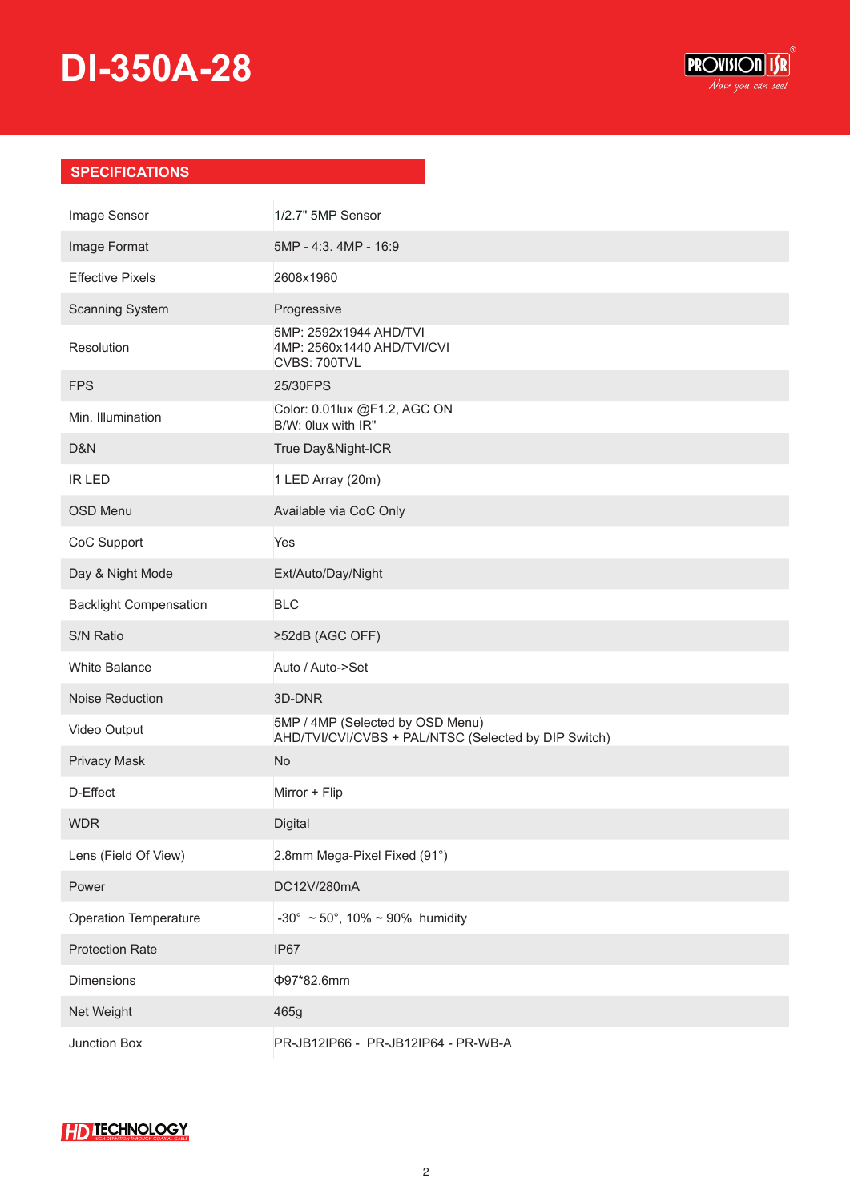# DI-350A-28

## SPECIFICATIONS

| | |
|---|---|
| Image Sensor | 1/2.7" 5MP Sensor |
| Image Format | 5MP - 4:3. 4MP - 16:9 |
| Effective Pixels | 2608x1960 |
| Scanning System | Progressive |
| Resolution | 5MP: 2592x1944 AHD/TVI<br>4MP: 2560x1440 AHD/TVI/CVI<br>CVBS: 700TVL |
| FPS | 25/30FPS |
| Min. Illumination | Color: 0.01lux @F1.2, AGC ON<br>B/W: 0lux with IR" |
| D&N | True Day&Night-ICR |
| IR LED | 1 LED Array (20m) |
| OSD Menu | Available via CoC Only |
| CoC Support | Yes |
| Day & Night Mode | Ext/Auto/Day/Night |
| Backlight Compensation | BLC |
| S/N Ratio | ≥52dB (AGC OFF) |
| White Balance | Auto / Auto->Set |
| Noise Reduction | 3D-DNR |
| Video Output | 5MP / 4MP (Selected by OSD Menu)<br>AHD/TVI/CVI/CVBS + PAL/NTSC (Selected by DIP Switch) |
| Privacy Mask | No |
| D-Effect | Mirror + Flip |
| WDR | Digital |
| Lens (Field Of View) | 2.8mm Mega-Pixel Fixed (91°) |
| Power | DC12V/280mA |
| Operation Temperature | -30° ~ 50°, 10% ~ 90% humidity |
| Protection Rate | IP67 |
| Dimensions | Φ97*82.6mm |
| Net Weight | 465g |
| Junction Box | PR-JB12IP66 - PR-JB12IP64 - PR-WB-A |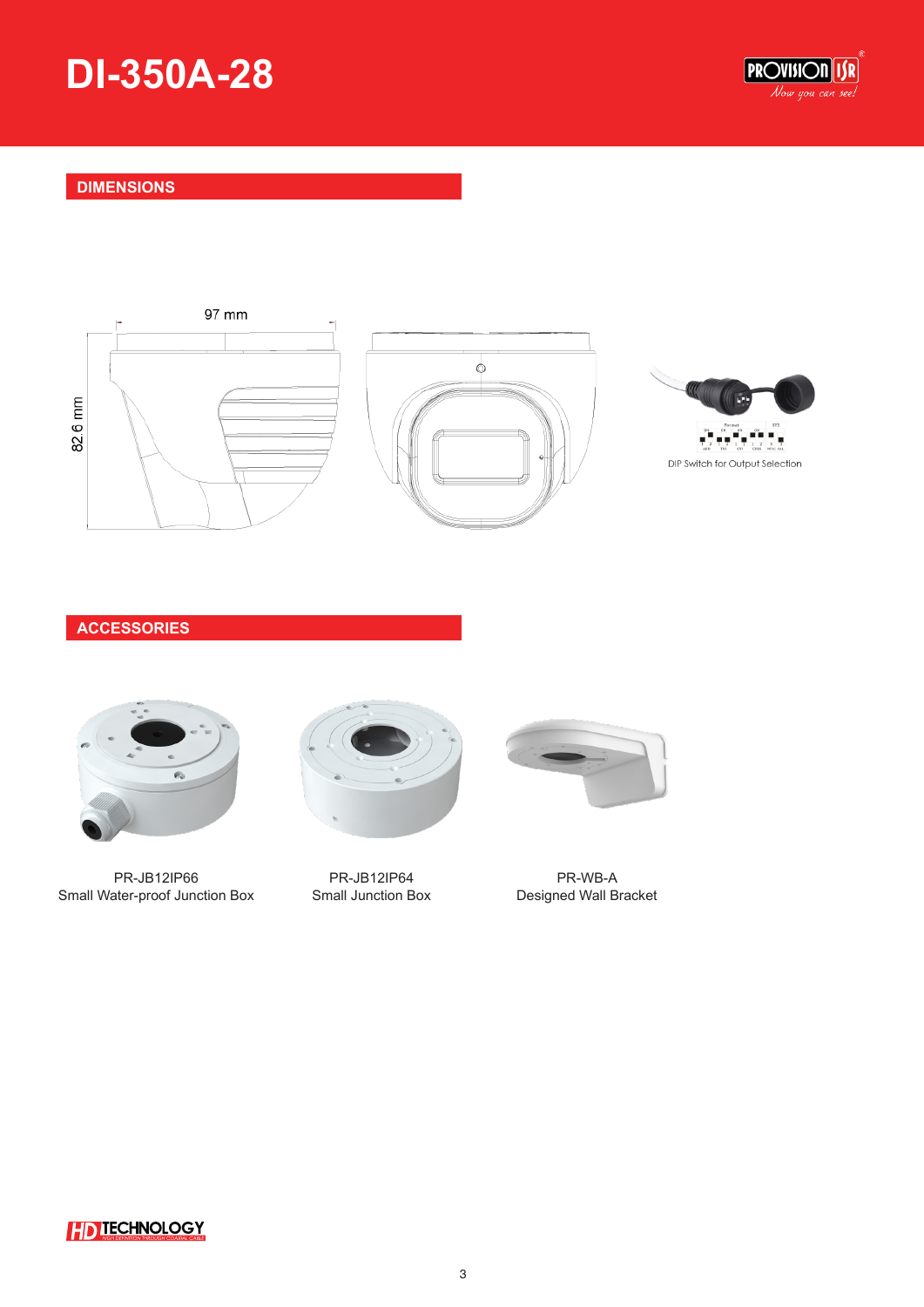# DI-350A-28

## DIMENSIONS

97 mm

82.6 mm

DIP Switch for Output Selection

## ACCESSORIES

PR-JB12IP66
Small Water-proof Junction Box

PR-JB12IP64
Small Junction Box

PR-WB-A
Designed Wall Bracket